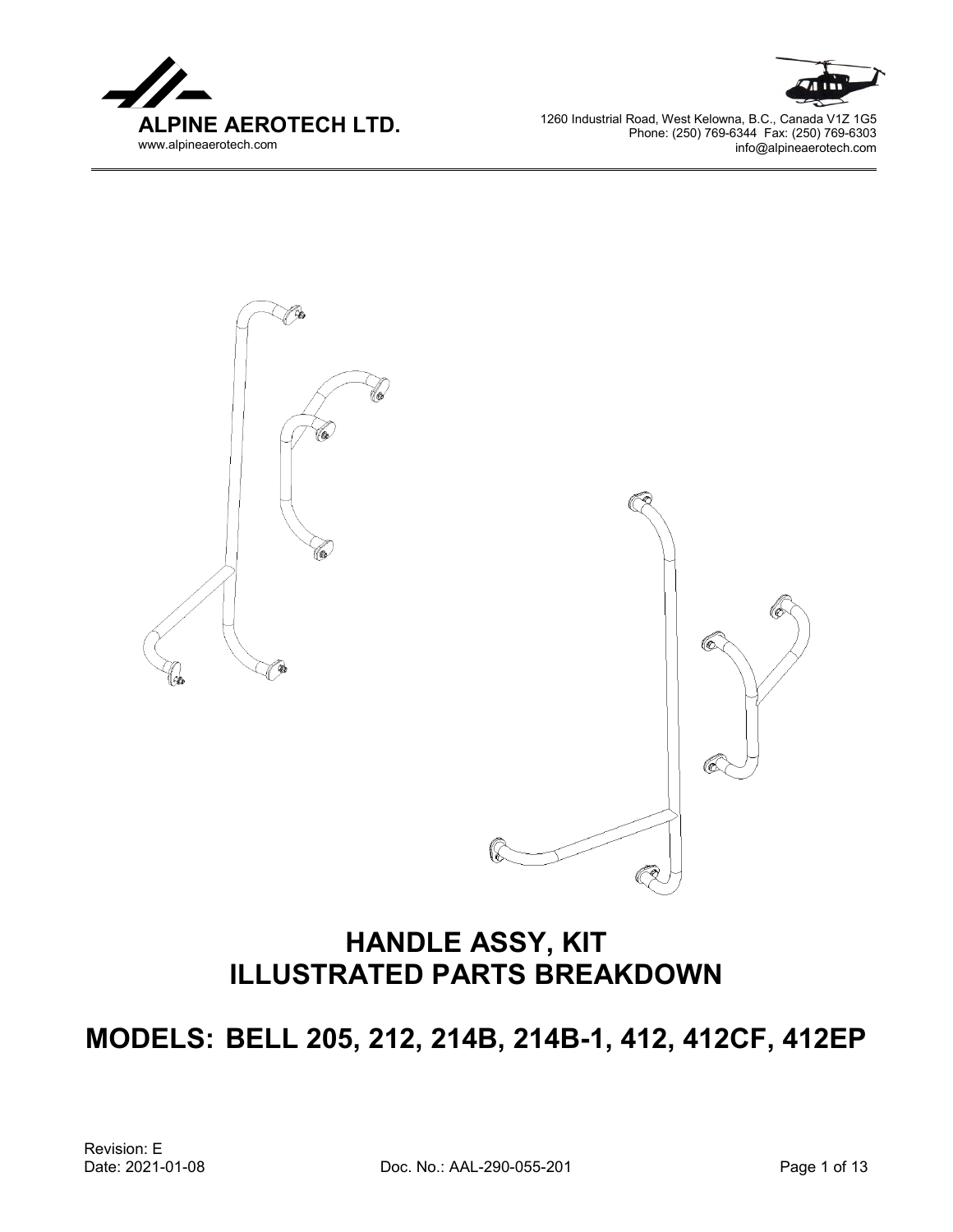**ALPINE AEROTECH LTD.**
www.alpineaerotech.com

1260 Industrial Road, West Kelowna, B.C., Canada V1Z 1G5
Phone: (250) 769-6344 Fax: (250) 769-6303
info@alpineaerotech.com

# HANDLE ASSY, KIT
# ILLUSTRATED PARTS BREAKDOWN

## MODELS: BELL 205, 212, 214B, 214B-1, 412, 412CF, 412EP

Revision: E
Date: 2021-01-08
Doc. No.: AAL-290-055-201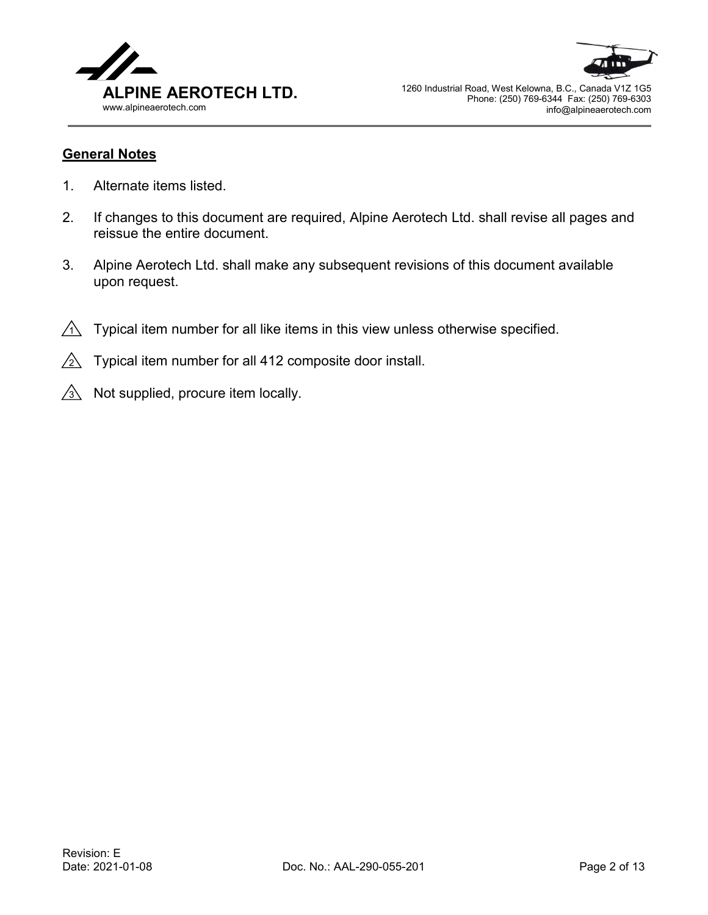## General Notes

1. Alternate items listed.

2. If changes to this document are required, Alpine Aerotech Ltd. shall revise all pages and reissue the entire document.

3. Alpine Aerotech Ltd. shall make any subsequent revisions of this document available upon request.

△1 Typical item number for all like items in this view unless otherwise specified.

△2 Typical item number for all 412 composite door install.

△3 Not supplied, procure item locally.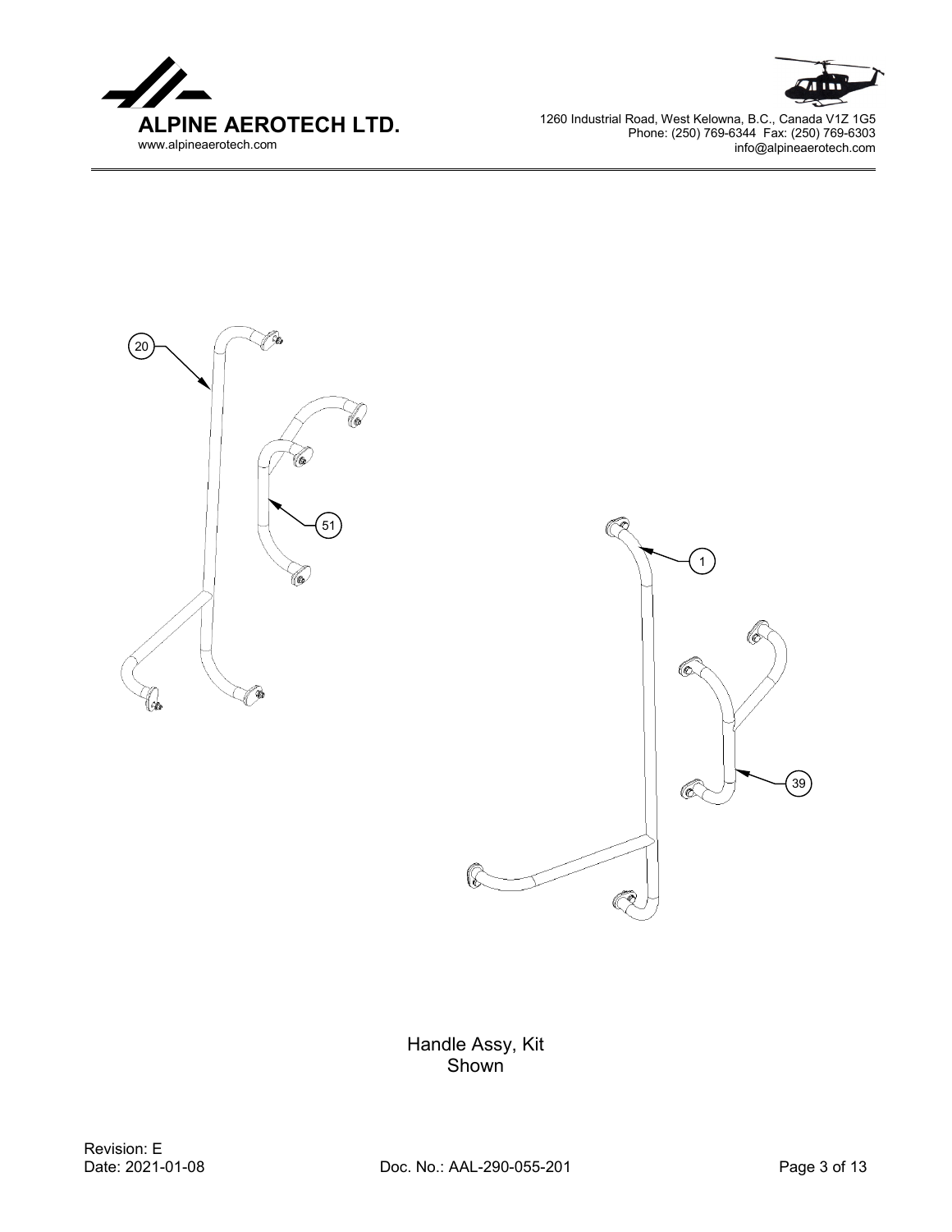20

51

1

39

Handle Assy, Kit
Shown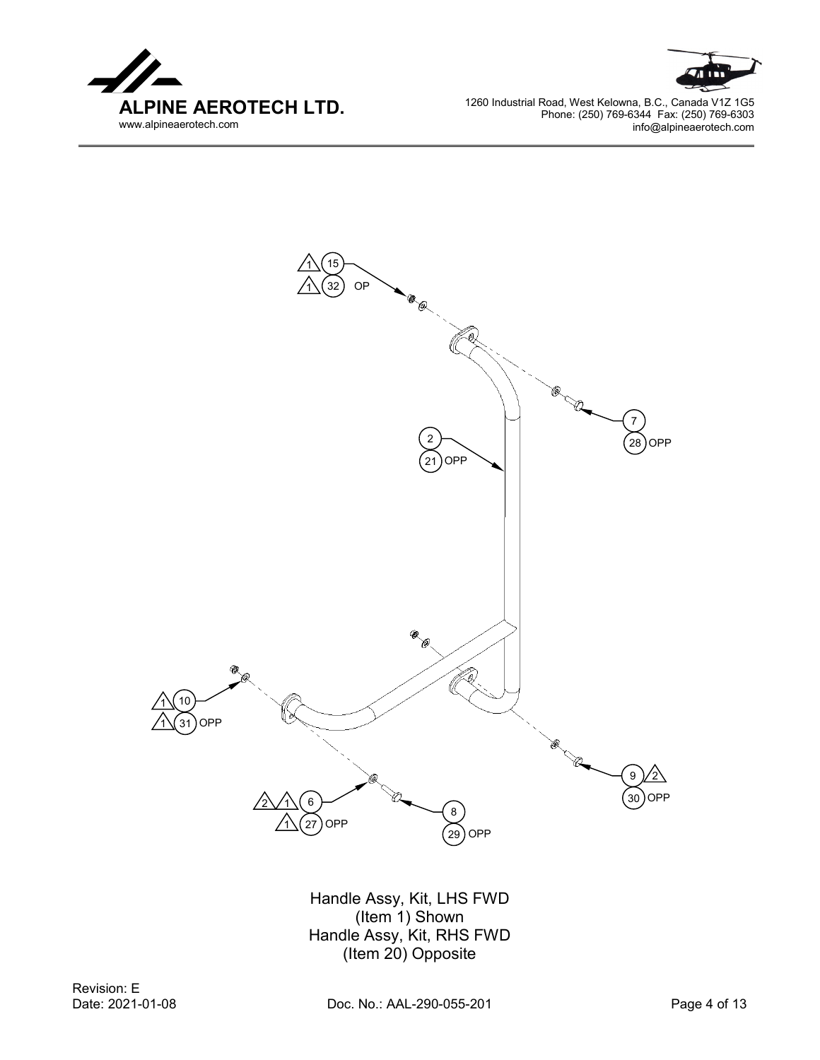Handle Assy, Kit, LHS FWD
(Item 1) Shown
Handle Assy, Kit, RHS FWD
(Item 20) Opposite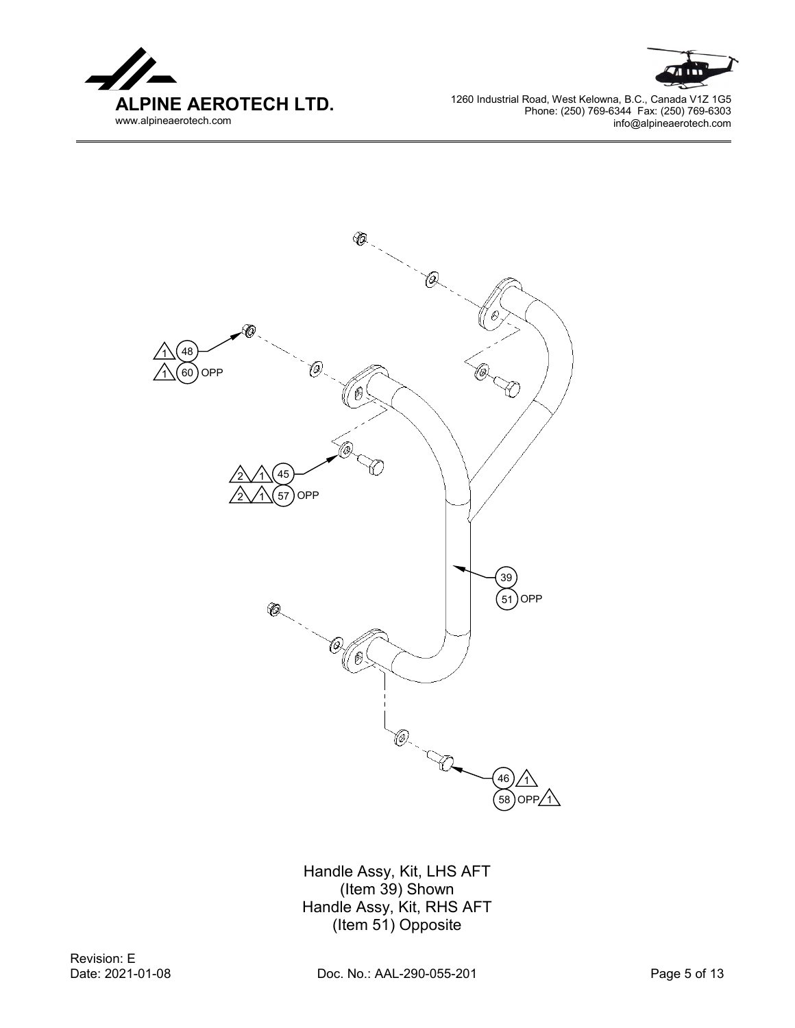Handle Assy, Kit, LHS AFT
(Item 39) Shown
Handle Assy, Kit, RHS AFT
(Item 51) Opposite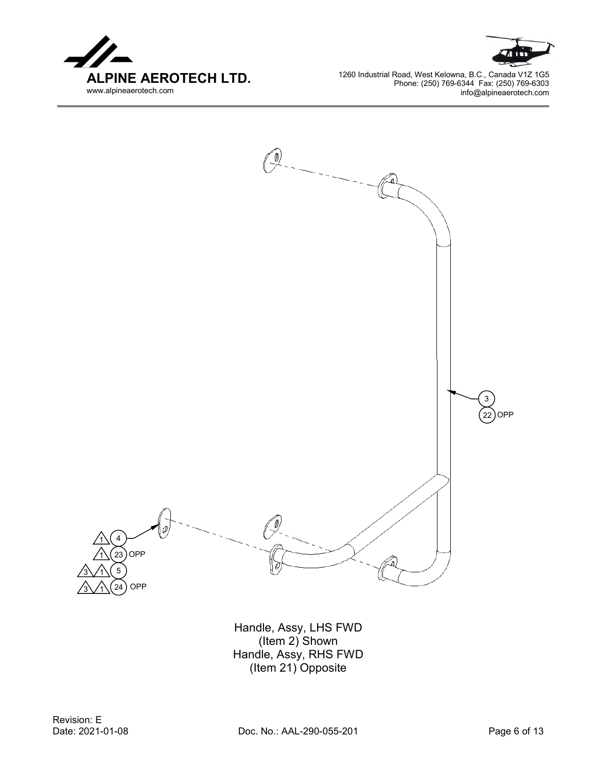3

22 OPP

1 4

1 23 OPP

3 1 5

3 1 24 OPP

Handle, Assy, LHS FWD
(Item 2) Shown
Handle, Assy, RHS FWD
(Item 21) Opposite

Revision: E
Date: 2021-01-08

Doc. No.: AAL-290-055-201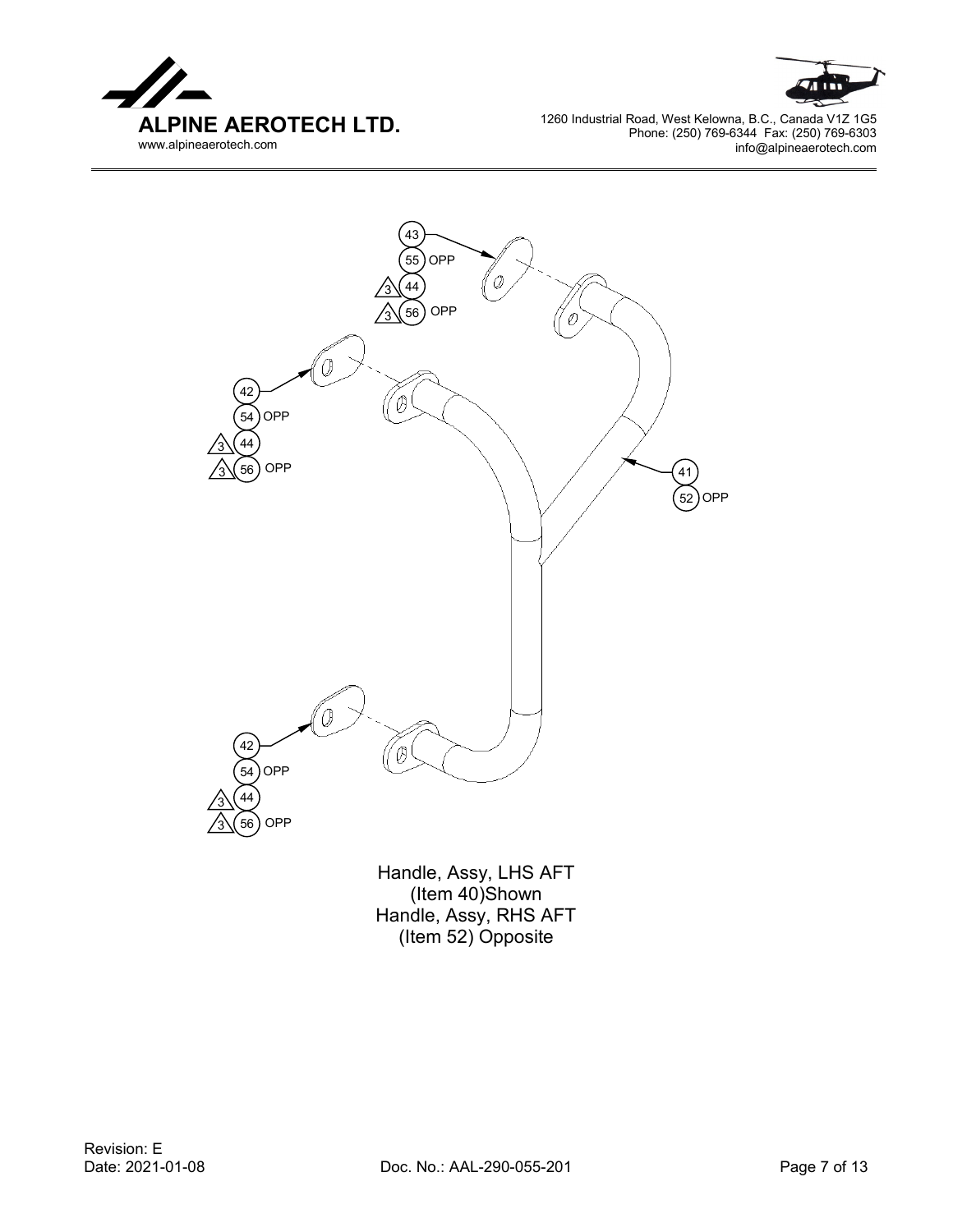43
55 OPP
3 44
3 56 OPP

42
54 OPP
3 44
3 56 OPP

41
52 OPP

42
54 OPP
3 44
3 56 OPP

Handle, Assy, LHS AFT
(Item 40)Shown
Handle, Assy, RHS AFT
(Item 52) Opposite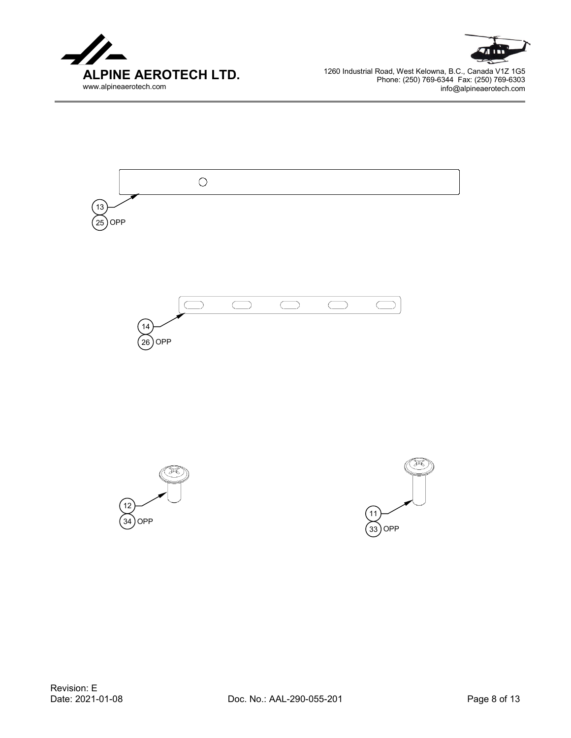13

25 OPP

14

26 OPP

12

34 OPP

11

33 OPP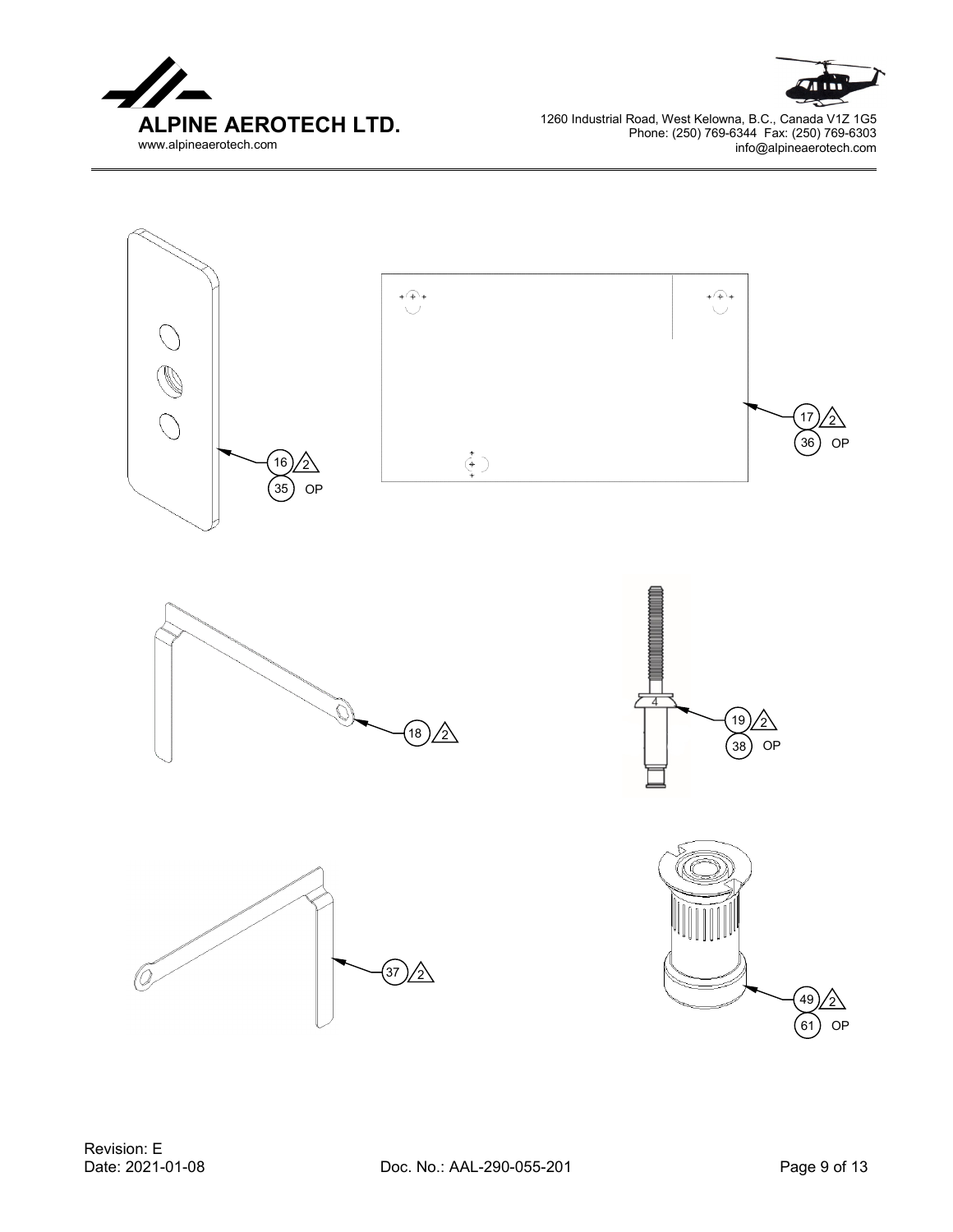16 2
35 OP

17 2
36 OP

18 2

19 2
38 OP

4

37 2

49 2
61 OP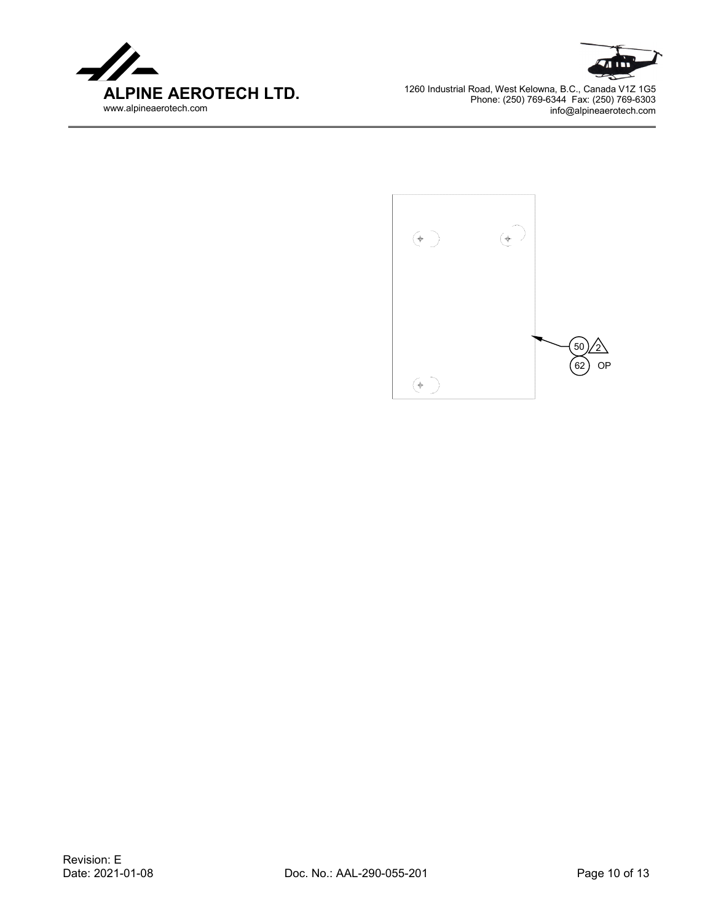50 2

62 OP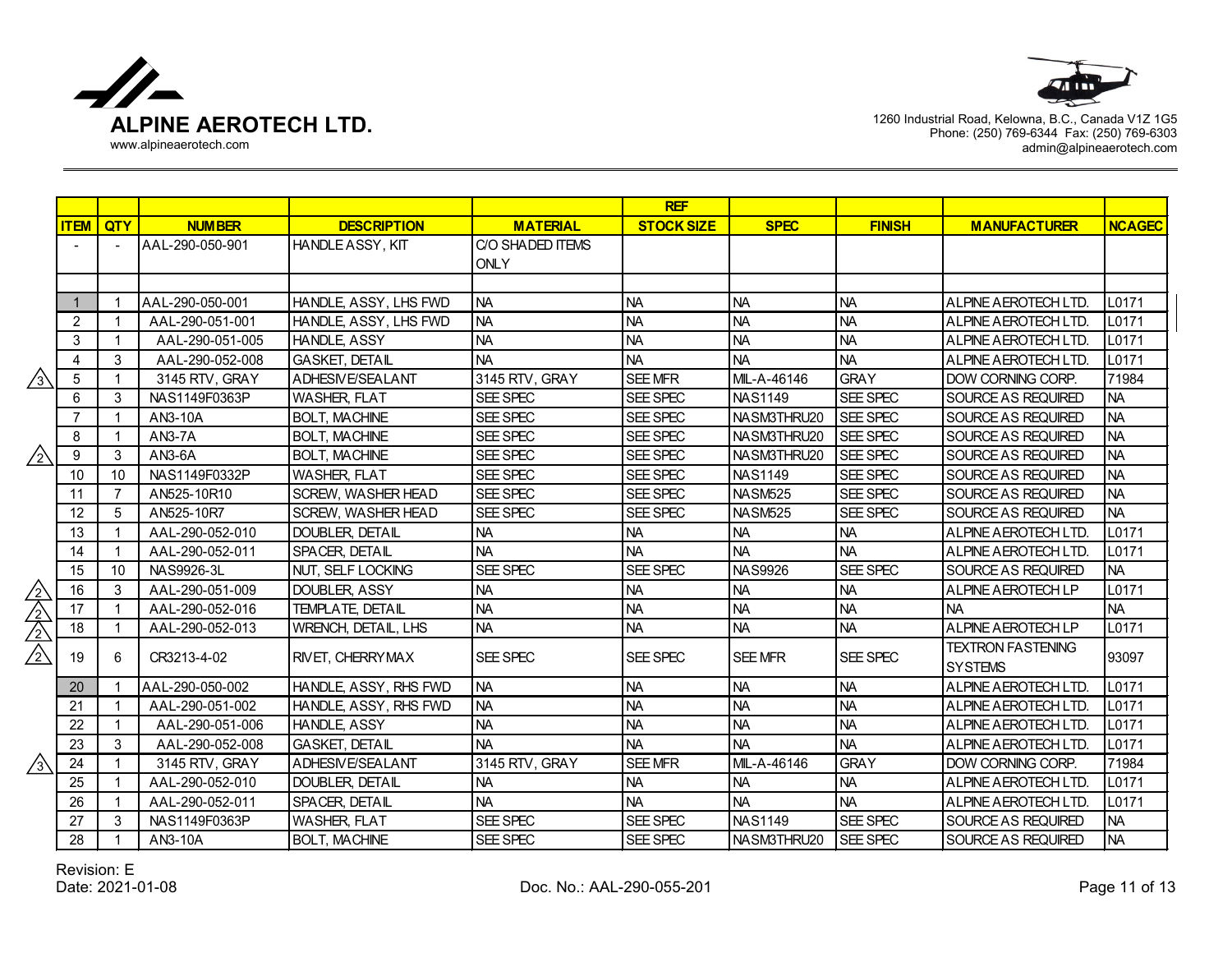**ALPINE AEROTECH LTD.**
www.alpineaerotech.com

1260 Industrial Road, Kelowna, B.C., Canada V1Z 1G5
Phone: (250) 769-6344 Fax: (250) 769-6303
admin@alpineaerotech.com

| | ITEM | QTY | NUMBER | DESCRIPTION | MATERIAL | REF STOCK SIZE | SPEC | FINISH | MANUFACTURER | NCAGEC |
|---|---|---|---|---|---|---|---|---|---|---|
| | - | - | AAL-290-050-901 | HANDLE ASSY, KIT | C/O SHADED ITEMS ONLY | | | | | |
| | | | | | | | | | | |
| | 1 | 1 | AAL-290-050-001 | HANDLE, ASSY, LHS FWD | NA | NA | NA | NA | ALPINE AEROTECH LTD. | L0171 |
| | 2 | 1 | AAL-290-051-001 | HANDLE, ASSY, LHS FWD | NA | NA | NA | NA | ALPINE AEROTECH LTD. | L0171 |
| | 3 | 1 | AAL-290-051-005 | HANDLE, ASSY | NA | NA | NA | NA | ALPINE AEROTECH LTD. | L0171 |
| | 4 | 3 | AAL-290-052-008 | GASKET, DETAIL | NA | NA | NA | NA | ALPINE AEROTECH LTD. | L0171 |
| 3 | 5 | 1 | 3145 RTV, GRAY | ADHESIVE/SEALANT | 3145 RTV, GRAY | SEE MFR | MIL-A-46146 | GRAY | DOW CORNING CORP. | 71984 |
| | 6 | 3 | NAS1149F0363P | WASHER, FLAT | SEE SPEC | SEE SPEC | NAS1149 | SEE SPEC | SOURCE AS REQUIRED | NA |
| | 7 | 1 | AN3-10A | BOLT, MACHINE | SEE SPEC | SEE SPEC | NASM3THRU20 | SEE SPEC | SOURCE AS REQUIRED | NA |
| | 8 | 1 | AN3-7A | BOLT, MACHINE | SEE SPEC | SEE SPEC | NASM3THRU20 | SEE SPEC | SOURCE AS REQUIRED | NA |
| 2 | 9 | 3 | AN3-6A | BOLT, MACHINE | SEE SPEC | SEE SPEC | NASM3THRU20 | SEE SPEC | SOURCE AS REQUIRED | NA |
| | 10 | 10 | NAS1149F0332P | WASHER, FLAT | SEE SPEC | SEE SPEC | NAS1149 | SEE SPEC | SOURCE AS REQUIRED | NA |
| | 11 | 7 | AN525-10R10 | SCREW, WASHER HEAD | SEE SPEC | SEE SPEC | NASM525 | SEE SPEC | SOURCE AS REQUIRED | NA |
| | 12 | 5 | AN525-10R7 | SCREW, WASHER HEAD | SEE SPEC | SEE SPEC | NASM525 | SEE SPEC | SOURCE AS REQUIRED | NA |
| | 13 | 1 | AAL-290-052-010 | DOUBLER, DETAIL | NA | NA | NA | NA | ALPINE AEROTECH LTD. | L0171 |
| | 14 | 1 | AAL-290-052-011 | SPACER, DETAIL | NA | NA | NA | NA | ALPINE AEROTECH LTD. | L0171 |
| | 15 | 10 | NAS9926-3L | NUT, SELF LOCKING | SEE SPEC | SEE SPEC | NAS9926 | SEE SPEC | SOURCE AS REQUIRED | NA |
| 2 | 16 | 3 | AAL-290-051-009 | DOUBLER, ASSY | NA | NA | NA | NA | ALPINE AEROTECH LP | L0171 |
| 2 | 17 | 1 | AAL-290-052-016 | TEMPLATE, DETAIL | NA | NA | NA | NA | NA | NA |
| 2 | 18 | 1 | AAL-290-052-013 | WRENCH, DETAIL, LHS | NA | NA | NA | NA | ALPINE AEROTECH LP | L0171 |
| 2 | 19 | 6 | CR3213-4-02 | RIVET, CHERRYMAX | SEE SPEC | SEE SPEC | SEE MFR | SEE SPEC | TEXTRON FASTENING SYSTEMS | 93097 |
| | 20 | 1 | AAL-290-050-002 | HANDLE, ASSY, RHS FWD | NA | NA | NA | NA | ALPINE AEROTECH LTD. | L0171 |
| | 21 | 1 | AAL-290-051-002 | HANDLE, ASSY, RHS FWD | NA | NA | NA | NA | ALPINE AEROTECH LTD. | L0171 |
| | 22 | 1 | AAL-290-051-006 | HANDLE, ASSY | NA | NA | NA | NA | ALPINE AEROTECH LTD. | L0171 |
| | 23 | 3 | AAL-290-052-008 | GASKET, DETAIL | NA | NA | NA | NA | ALPINE AEROTECH LTD. | L0171 |
| 3 | 24 | 1 | 3145 RTV, GRAY | ADHESIVE/SEALANT | 3145 RTV, GRAY | SEE MFR | MIL-A-46146 | GRAY | DOW CORNING CORP. | 71984 |
| | 25 | 1 | AAL-290-052-010 | DOUBLER, DETAIL | NA | NA | NA | NA | ALPINE AEROTECH LTD. | L0171 |
| | 26 | 1 | AAL-290-052-011 | SPACER, DETAIL | NA | NA | NA | NA | ALPINE AEROTECH LTD. | L0171 |
| | 27 | 3 | NAS1149F0363P | WASHER, FLAT | SEE SPEC | SEE SPEC | NAS1149 | SEE SPEC | SOURCE AS REQUIRED | NA |
| | 28 | 1 | AN3-10A | BOLT, MACHINE | SEE SPEC | SEE SPEC | NASM3THRU20 | SEE SPEC | SOURCE AS REQUIRED | NA |

Revision: E
Date: 2021-01-08

Doc. No.: AAL-290-055-201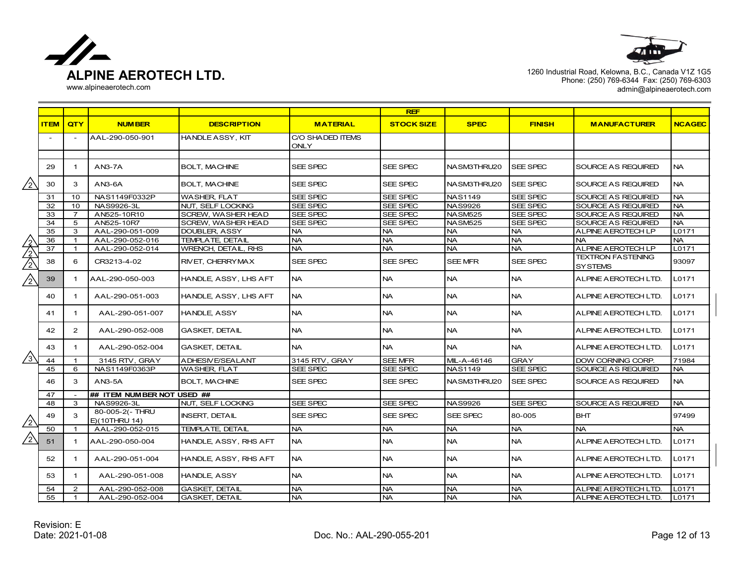# ALPINE AEROTECH LTD.

www.alpineaerotech.com

1260 Industrial Road, Kelowna, B.C., Canada V1Z 1G5
Phone: (250) 769-6344 Fax: (250) 769-6303
admin@alpineaerotech.com

| | | | | | REF | | | | |
|---|---|---|---|---|---|---|---|---|---|
| **ITEM** | **QTY** | **NUMBER** | **DESCRIPTION** | **MATERIAL** | **STOCK SIZE** | **SPEC** | **FINISH** | **MANUFACTURER** | **NCAGEC** |
| - | - | AAL-290-050-901 | HANDLE ASSY, KIT | C/O SHADED ITEMS ONLY | | | | | |
| | | | | | | | | | |
| 29 | 1 | AN3-7A | BOLT, MACHINE | SEE SPEC | SEE SPEC | NASM3THRU20 | SEE SPEC | SOURCE AS REQUIRED | NA |
| 30 | 3 | AN3-6A | BOLT, MACHINE | SEE SPEC | SEE SPEC | NASM3THRU20 | SEE SPEC | SOURCE AS REQUIRED | NA |
| 31 | 10 | NAS1149F0332P | WASHER, FLAT | SEE SPEC | SEE SPEC | NAS1149 | SEE SPEC | SOURCE AS REQUIRED | NA |
| 32 | 10 | NAS9926-3L | NUT, SELF LOCKING | SEE SPEC | SEE SPEC | NAS9926 | SEE SPEC | SOURCE AS REQUIRED | NA |
| 33 | 7 | AN525-10R10 | SCREW, WASHER HEAD | SEE SPEC | SEE SPEC | NASM525 | SEE SPEC | SOURCE AS REQUIRED | NA |
| 34 | 5 | AN525-10R7 | SCREW, WASHER HEAD | SEE SPEC | SEE SPEC | NASM525 | SEE SPEC | SOURCE AS REQUIRED | NA |
| 35 | 3 | AAL-290-051-009 | DOUBLER, ASSY | NA | NA | NA | NA | ALPINE AEROTECH LP | L0171 |
| 36 | 1 | AAL-290-052-016 | TEMPLATE, DETAIL | NA | NA | NA | NA | NA | NA |
| 37 | 1 | AAL-290-052-014 | WRENCH, DETAIL, RHS | NA | NA | NA | NA | ALPINE AEROTECH LP | L0171 |
| 38 | 6 | CR3213-4-02 | RIVET, CHERRYMAX | SEE SPEC | SEE SPEC | SEE MFR | SEE SPEC | TEXTRON FASTENING SYSTEMS | 93097 |
| 39 | 1 | AAL-290-050-003 | HANDLE, ASSY, LHS AFT | NA | NA | NA | NA | ALPINE AEROTECH LTD. | L0171 |
| 40 | 1 | AAL-290-051-003 | HANDLE, ASSY, LHS AFT | NA | NA | NA | NA | ALPINE AEROTECH LTD. | L0171 |
| 41 | 1 | AAL-290-051-007 | HANDLE, ASSY | NA | NA | NA | NA | ALPINE AEROTECH LTD. | L0171 |
| 42 | 2 | AAL-290-052-008 | GASKET, DETAIL | NA | NA | NA | NA | ALPINE AEROTECH LTD. | L0171 |
| 43 | 1 | AAL-290-052-004 | GASKET, DETAIL | NA | NA | NA | NA | ALPINE AEROTECH LTD. | L0171 |
| 44 | 1 | 3145 RTV, GRAY | ADHESIVE/SEALANT | 3145 RTV, GRAY | SEE MFR | MIL-A-46146 | GRAY | DOW CORNING CORP. | 71984 |
| 45 | 6 | NAS1149F0363P | WASHER, FLAT | SEE SPEC | SEE SPEC | NAS1149 | SEE SPEC | SOURCE AS REQUIRED | NA |
| 46 | 3 | AN3-5A | BOLT, MACHINE | SEE SPEC | SEE SPEC | NASM3THRU20 | SEE SPEC | SOURCE AS REQUIRED | NA |
| 47 | - | ## ITEM NUMBER NOT USED ## | | | | | | | |
| 48 | 3 | NAS9926-3L | NUT, SELF LOCKING | SEE SPEC | SEE SPEC | NAS9926 | SEE SPEC | SOURCE AS REQUIRED | NA |
| 49 | 3 | 80-005-2(- THRU E)(10THRU 14) | INSERT, DETAIL | SEE SPEC | SEE SPEC | SEE SPEC | 80-005 | BHT | 97499 |
| 50 | 1 | AAL-290-052-015 | TEMPLATE, DETAIL | NA | NA | NA | NA | NA | NA |
| 51 | 1 | AAL-290-050-004 | HANDLE, ASSY, RHS AFT | NA | NA | NA | NA | ALPINE AEROTECH LTD. | L0171 |
| 52 | 1 | AAL-290-051-004 | HANDLE, ASSY, RHS AFT | NA | NA | NA | NA | ALPINE AEROTECH LTD. | L0171 |
| 53 | 1 | AAL-290-051-008 | HANDLE, ASSY | NA | NA | NA | NA | ALPINE AEROTECH LTD. | L0171 |
| 54 | 2 | AAL-290-052-008 | GASKET, DETAIL | NA | NA | NA | NA | ALPINE AEROTECH LTD. | L0171 |
| 55 | 1 | AAL-290-052-004 | GASKET, DETAIL | NA | NA | NA | NA | ALPINE AEROTECH LTD. | L0171 |

Revision: E
Date: 2021-01-08

Doc. No.: AAL-290-055-201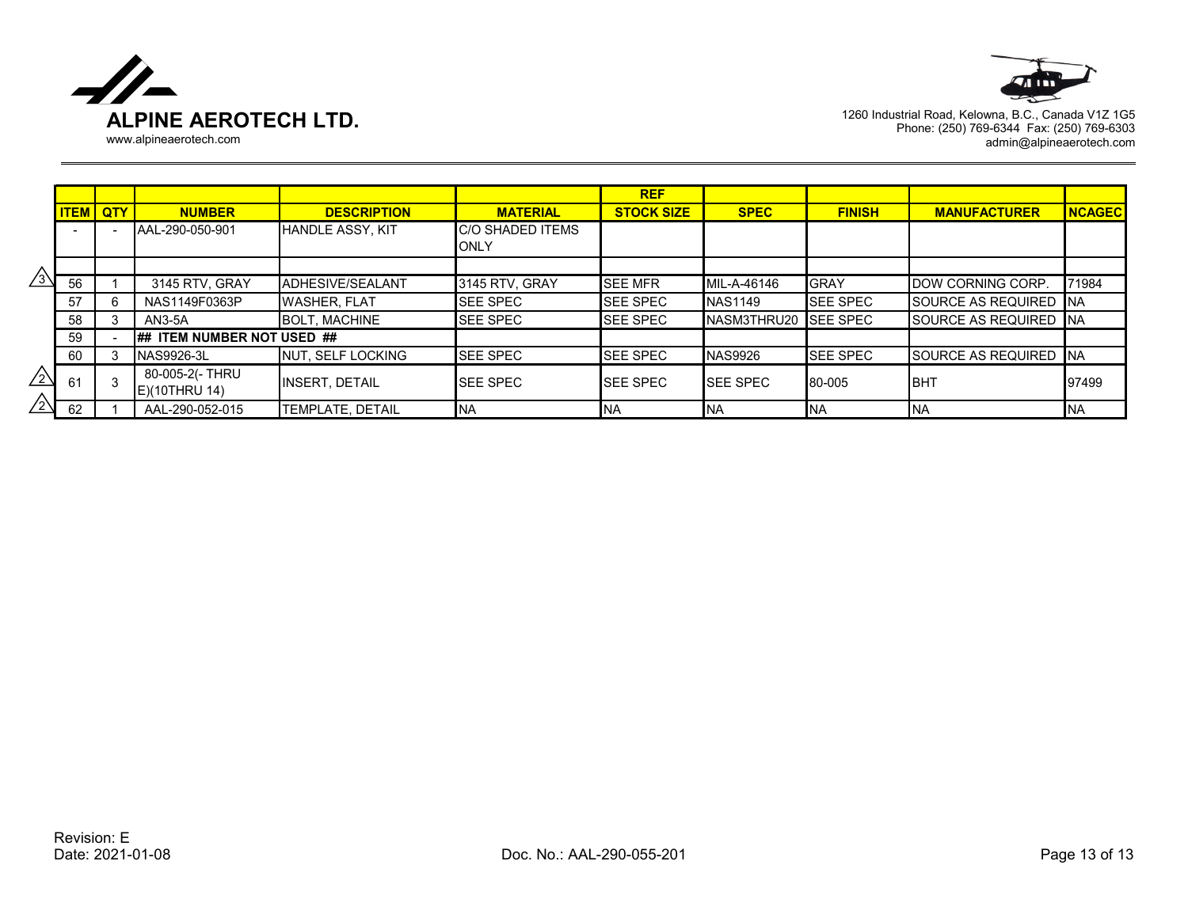**ALPINE AEROTECH LTD.**
www.alpineaerotech.com

1260 Industrial Road, Kelowna, B.C., Canada V1Z 1G5
Phone: (250) 769-6344 Fax: (250) 769-6303
admin@alpineaerotech.com

| | | | | | REF | | | | |
|---|---|---|---|---|---|---|---|---|---|
| **ITEM** | **QTY** | **NUMBER** | **DESCRIPTION** | **MATERIAL** | **STOCK SIZE** | **SPEC** | **FINISH** | **MANUFACTURER** | **NCAGEC** |
| - | - | AAL-290-050-901 | HANDLE ASSY, KIT | C/O SHADED ITEMS ONLY | | | | | |
| | | | | | | | | | |
| 56 | 1 | 3145 RTV, GRAY | ADHESIVE/SEALANT | 3145 RTV, GRAY | SEE MFR | MIL-A-46146 | GRAY | DOW CORNING CORP. | 71984 |
| 57 | 6 | NAS1149F0363P | WASHER, FLAT | SEE SPEC | SEE SPEC | NAS1149 | SEE SPEC | SOURCE AS REQUIRED | NA |
| 58 | 3 | AN3-5A | BOLT, MACHINE | SEE SPEC | SEE SPEC | NASM3THRU20 | SEE SPEC | SOURCE AS REQUIRED | NA |
| 59 | - | ## ITEM NUMBER NOT USED ## | | | | | | | |
| 60 | 3 | NAS9926-3L | NUT, SELF LOCKING | SEE SPEC | SEE SPEC | NAS9926 | SEE SPEC | SOURCE AS REQUIRED | NA |
| 61 | 3 | 80-005-2(- THRU E)(10THRU 14) | INSERT, DETAIL | SEE SPEC | SEE SPEC | SEE SPEC | 80-005 | BHT | 97499 |
| 62 | 1 | AAL-290-052-015 | TEMPLATE, DETAIL | NA | NA | NA | NA | NA | NA |

Revision: E
Date: 2021-01-08

Doc. No.: AAL-290-055-201